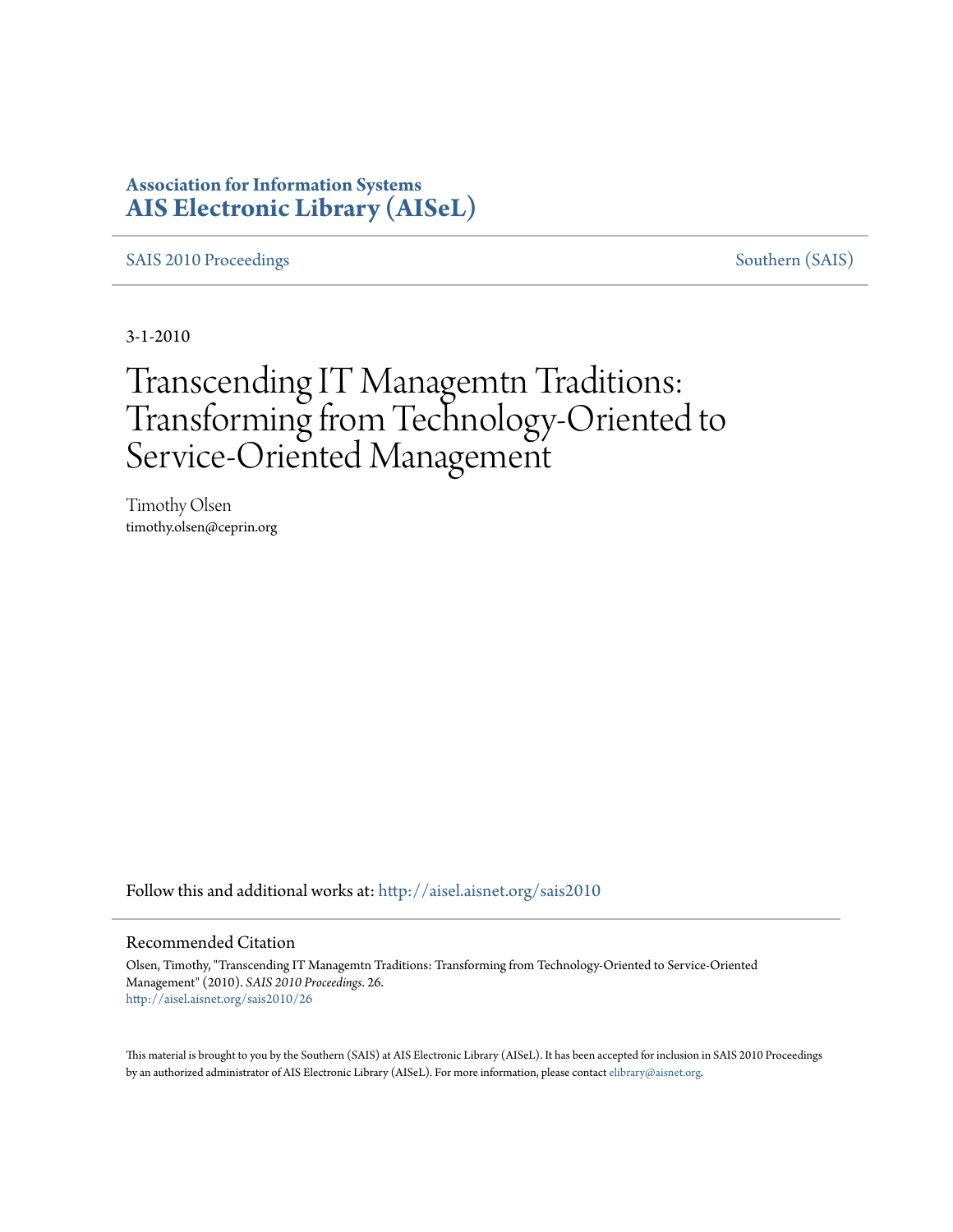**Association for Information Systems**
**AIS Electronic Library (AISeL)**

SAIS 2010 Proceedings | Southern (SAIS)

3-1-2010

# Transcending IT Managemtn Traditions: Transforming from Technology-Oriented to Service-Oriented Management

Timothy Olsen
timothy.olsen@ceprin.org

Follow this and additional works at: http://aisel.aisnet.org/sais2010

## Recommended Citation

Olsen, Timothy, "Transcending IT Managemtn Traditions: Transforming from Technology-Oriented to Service-Oriented Management" (2010). *SAIS 2010 Proceedings*. 26.
http://aisel.aisnet.org/sais2010/26

This material is brought to you by the Southern (SAIS) at AIS Electronic Library (AISeL). It has been accepted for inclusion in SAIS 2010 Proceedings by an authorized administrator of AIS Electronic Library (AISeL). For more information, please contact elibrary@aisnet.org.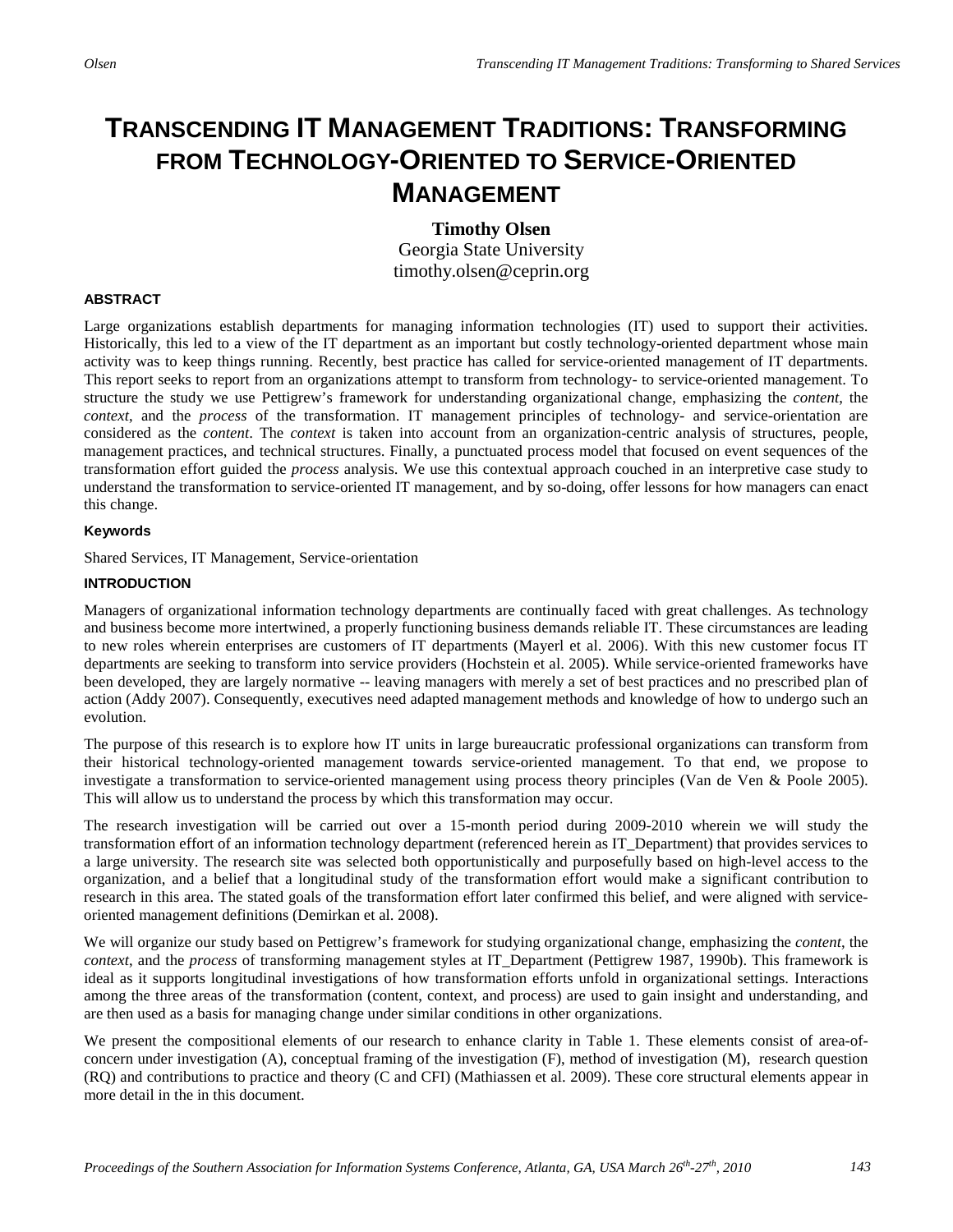# TRANSCENDING IT MANAGEMENT TRADITIONS: TRANSFORMING FROM TECHNOLOGY-ORIENTED TO SERVICE-ORIENTED MANAGEMENT

**Timothy Olsen**
Georgia State University
timothy.olsen@ceprin.org

### ABSTRACT

Large organizations establish departments for managing information technologies (IT) used to support their activities. Historically, this led to a view of the IT department as an important but costly technology-oriented department whose main activity was to keep things running. Recently, best practice has called for service-oriented management of IT departments. This report seeks to report from an organizations attempt to transform from technology- to service-oriented management. To structure the study we use Pettigrew's framework for understanding organizational change, emphasizing the *content*, the *context*, and the *process* of the transformation. IT management principles of technology- and service-orientation are considered as the *content*. The *context* is taken into account from an organization-centric analysis of structures, people, management practices, and technical structures. Finally, a punctuated process model that focused on event sequences of the transformation effort guided the *process* analysis. We use this contextual approach couched in an interpretive case study to understand the transformation to service-oriented IT management, and by so-doing, offer lessons for how managers can enact this change.

#### Keywords

Shared Services, IT Management, Service-orientation

### INTRODUCTION

Managers of organizational information technology departments are continually faced with great challenges. As technology and business become more intertwined, a properly functioning business demands reliable IT. These circumstances are leading to new roles wherein enterprises are customers of IT departments (Mayerl et al. 2006). With this new customer focus IT departments are seeking to transform into service providers (Hochstein et al. 2005). While service-oriented frameworks have been developed, they are largely normative -- leaving managers with merely a set of best practices and no prescribed plan of action (Addy 2007). Consequently, executives need adapted management methods and knowledge of how to undergo such an evolution.

The purpose of this research is to explore how IT units in large bureaucratic professional organizations can transform from their historical technology-oriented management towards service-oriented management. To that end, we propose to investigate a transformation to service-oriented management using process theory principles (Van de Ven & Poole 2005). This will allow us to understand the process by which this transformation may occur.

The research investigation will be carried out over a 15-month period during 2009-2010 wherein we will study the transformation effort of an information technology department (referenced herein as IT_Department) that provides services to a large university. The research site was selected both opportunistically and purposefully based on high-level access to the organization, and a belief that a longitudinal study of the transformation effort would make a significant contribution to research in this area. The stated goals of the transformation effort later confirmed this belief, and were aligned with service-oriented management definitions (Demirkan et al. 2008).

We will organize our study based on Pettigrew's framework for studying organizational change, emphasizing the *content*, the *context*, and the *process* of transforming management styles at IT_Department (Pettigrew 1987, 1990b). This framework is ideal as it supports longitudinal investigations of how transformation efforts unfold in organizational settings. Interactions among the three areas of the transformation (content, context, and process) are used to gain insight and understanding, and are then used as a basis for managing change under similar conditions in other organizations.

We present the compositional elements of our research to enhance clarity in Table 1. These elements consist of area-of-concern under investigation (A), conceptual framing of the investigation (F), method of investigation (M), research question (RQ) and contributions to practice and theory (C and CFI) (Mathiassen et al. 2009). These core structural elements appear in more detail in the in this document.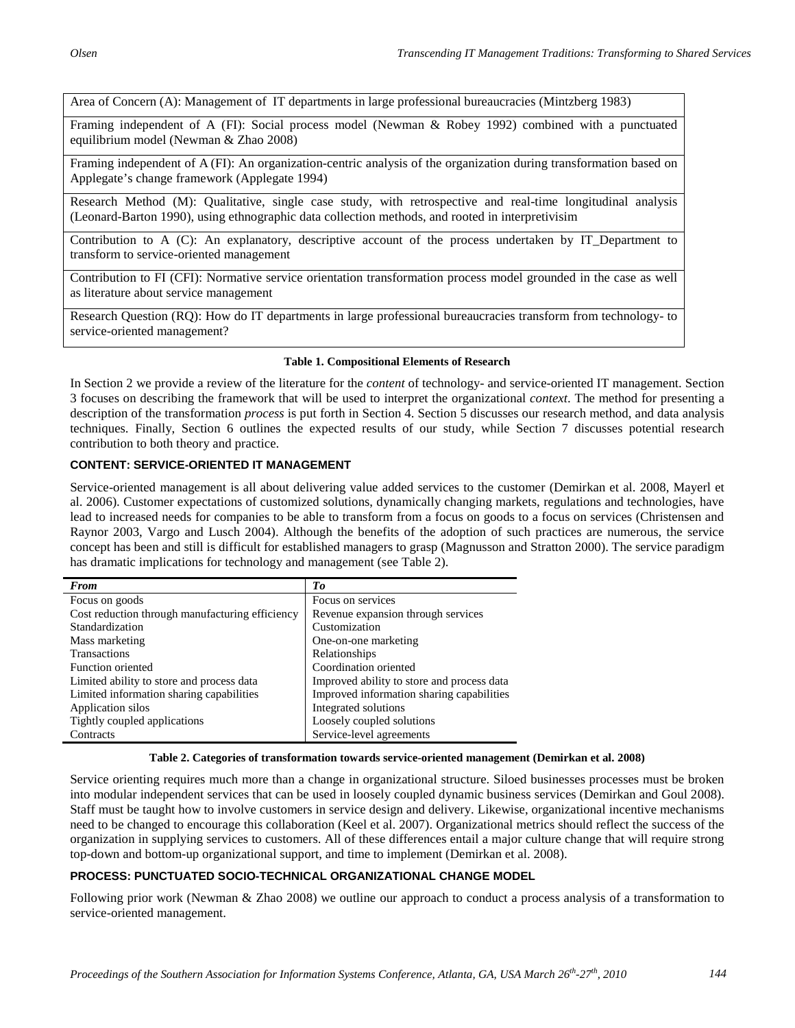| Area of Concern (A): Management of IT departments in large professional bureaucracies (Mintzberg 1983) |
|---|
| Framing independent of A (FI): Social process model (Newman & Robey 1992) combined with a punctuated equilibrium model (Newman & Zhao 2008) |
| Framing independent of A (FI): An organization-centric analysis of the organization during transformation based on Applegate's change framework (Applegate 1994) |
| Research Method (M): Qualitative, single case study, with retrospective and real-time longitudinal analysis (Leonard-Barton 1990), using ethnographic data collection methods, and rooted in interpretivisim |
| Contribution to A (C): An explanatory, descriptive account of the process undertaken by IT_Department to transform to service-oriented management |
| Contribution to FI (CFI): Normative service orientation transformation process model grounded in the case as well as literature about service management |
| Research Question (RQ): How do IT departments in large professional bureaucracies transform from technology- to service-oriented management? |

**Table 1. Compositional Elements of Research**

In Section 2 we provide a review of the literature for the *content* of technology- and service-oriented IT management. Section 3 focuses on describing the framework that will be used to interpret the organizational *context*. The method for presenting a description of the transformation *process* is put forth in Section 4. Section 5 discusses our research method, and data analysis techniques. Finally, Section 6 outlines the expected results of our study, while Section 7 discusses potential research contribution to both theory and practice.

## CONTENT: SERVICE-ORIENTED IT MANAGEMENT

Service-oriented management is all about delivering value added services to the customer (Demirkan et al. 2008, Mayerl et al. 2006). Customer expectations of customized solutions, dynamically changing markets, regulations and technologies, have lead to increased needs for companies to be able to transform from a focus on goods to a focus on services (Christensen and Raynor 2003, Vargo and Lusch 2004). Although the benefits of the adoption of such practices are numerous, the service concept has been and still is difficult for established managers to grasp (Magnusson and Stratton 2000). The service paradigm has dramatic implications for technology and management (see Table 2).

| *From* | *To* |
|---|---|
| Focus on goods | Focus on services |
| Cost reduction through manufacturing efficiency | Revenue expansion through services |
| Standardization | Customization |
| Mass marketing | One-on-one marketing |
| Transactions | Relationships |
| Function oriented | Coordination oriented |
| Limited ability to store and process data | Improved ability to store and process data |
| Limited information sharing capabilities | Improved information sharing capabilities |
| Application silos | Integrated solutions |
| Tightly coupled applications | Loosely coupled solutions |
| Contracts | Service-level agreements |

**Table 2. Categories of transformation towards service-oriented management (Demirkan et al. 2008)**

Service orienting requires much more than a change in organizational structure. Siloed businesses processes must be broken into modular independent services that can be used in loosely coupled dynamic business services (Demirkan and Goul 2008). Staff must be taught how to involve customers in service design and delivery. Likewise, organizational incentive mechanisms need to be changed to encourage this collaboration (Keel et al. 2007). Organizational metrics should reflect the success of the organization in supplying services to customers. All of these differences entail a major culture change that will require strong top-down and bottom-up organizational support, and time to implement (Demirkan et al. 2008).

## PROCESS: PUNCTUATED SOCIO-TECHNICAL ORGANIZATIONAL CHANGE MODEL

Following prior work (Newman & Zhao 2008) we outline our approach to conduct a process analysis of a transformation to service-oriented management.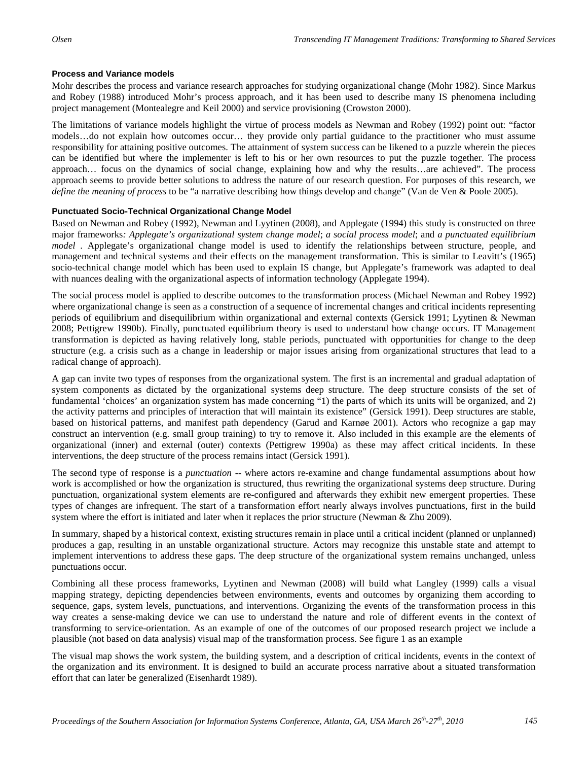### Process and Variance models

Mohr describes the process and variance research approaches for studying organizational change (Mohr 1982). Since Markus and Robey (1988) introduced Mohr's process approach, and it has been used to describe many IS phenomena including project management (Montealegre and Keil 2000) and service provisioning (Crowston 2000).

The limitations of variance models highlight the virtue of process models as Newman and Robey (1992) point out: "factor models…do not explain how outcomes occur… they provide only partial guidance to the practitioner who must assume responsibility for attaining positive outcomes. The attainment of system success can be likened to a puzzle wherein the pieces can be identified but where the implementer is left to his or her own resources to put the puzzle together. The process approach… focus on the dynamics of social change, explaining how and why the results…are achieved". The process approach seems to provide better solutions to address the nature of our research question. For purposes of this research, we *define the meaning of process* to be "a narrative describing how things develop and change" (Van de Ven & Poole 2005).

### Punctuated Socio-Technical Organizational Change Model

Based on Newman and Robey (1992), Newman and Lyytinen (2008), and Applegate (1994) this study is constructed on three major frameworks*: Applegate's organizational system change model*; *a social process model*; and *a punctuated equilibrium model* . Applegate's organizational change model is used to identify the relationships between structure, people, and management and technical systems and their effects on the management transformation. This is similar to Leavitt's (1965) socio-technical change model which has been used to explain IS change, but Applegate's framework was adapted to deal with nuances dealing with the organizational aspects of information technology (Applegate 1994).

The social process model is applied to describe outcomes to the transformation process (Michael Newman and Robey 1992) where organizational change is seen as a construction of a sequence of incremental changes and critical incidents representing periods of equilibrium and disequilibrium within organizational and external contexts (Gersick 1991; Lyytinen & Newman 2008; Pettigrew 1990b). Finally, punctuated equilibrium theory is used to understand how change occurs. IT Management transformation is depicted as having relatively long, stable periods, punctuated with opportunities for change to the deep structure (e.g. a crisis such as a change in leadership or major issues arising from organizational structures that lead to a radical change of approach).

A gap can invite two types of responses from the organizational system. The first is an incremental and gradual adaptation of system components as dictated by the organizational systems deep structure. The deep structure consists of the set of fundamental 'choices' an organization system has made concerning "1) the parts of which its units will be organized, and 2) the activity patterns and principles of interaction that will maintain its existence" (Gersick 1991). Deep structures are stable, based on historical patterns, and manifest path dependency (Garud and Karnøe 2001). Actors who recognize a gap may construct an intervention (e.g. small group training) to try to remove it. Also included in this example are the elements of organizational (inner) and external (outer) contexts (Pettigrew 1990a) as these may affect critical incidents. In these interventions, the deep structure of the process remains intact (Gersick 1991).

The second type of response is a *punctuation* -- where actors re-examine and change fundamental assumptions about how work is accomplished or how the organization is structured, thus rewriting the organizational systems deep structure. During punctuation, organizational system elements are re-configured and afterwards they exhibit new emergent properties. These types of changes are infrequent. The start of a transformation effort nearly always involves punctuations, first in the build system where the effort is initiated and later when it replaces the prior structure (Newman & Zhu 2009).

In summary, shaped by a historical context, existing structures remain in place until a critical incident (planned or unplanned) produces a gap, resulting in an unstable organizational structure. Actors may recognize this unstable state and attempt to implement interventions to address these gaps. The deep structure of the organizational system remains unchanged, unless punctuations occur.

Combining all these process frameworks, Lyytinen and Newman (2008) will build what Langley (1999) calls a visual mapping strategy, depicting dependencies between environments, events and outcomes by organizing them according to sequence, gaps, system levels, punctuations, and interventions. Organizing the events of the transformation process in this way creates a sense-making device we can use to understand the nature and role of different events in the context of transforming to service-orientation. As an example of one of the outcomes of our proposed research project we include a plausible (not based on data analysis) visual map of the transformation process. See figure 1 as an example

The visual map shows the work system, the building system, and a description of critical incidents, events in the context of the organization and its environment. It is designed to build an accurate process narrative about a situated transformation effort that can later be generalized (Eisenhardt 1989).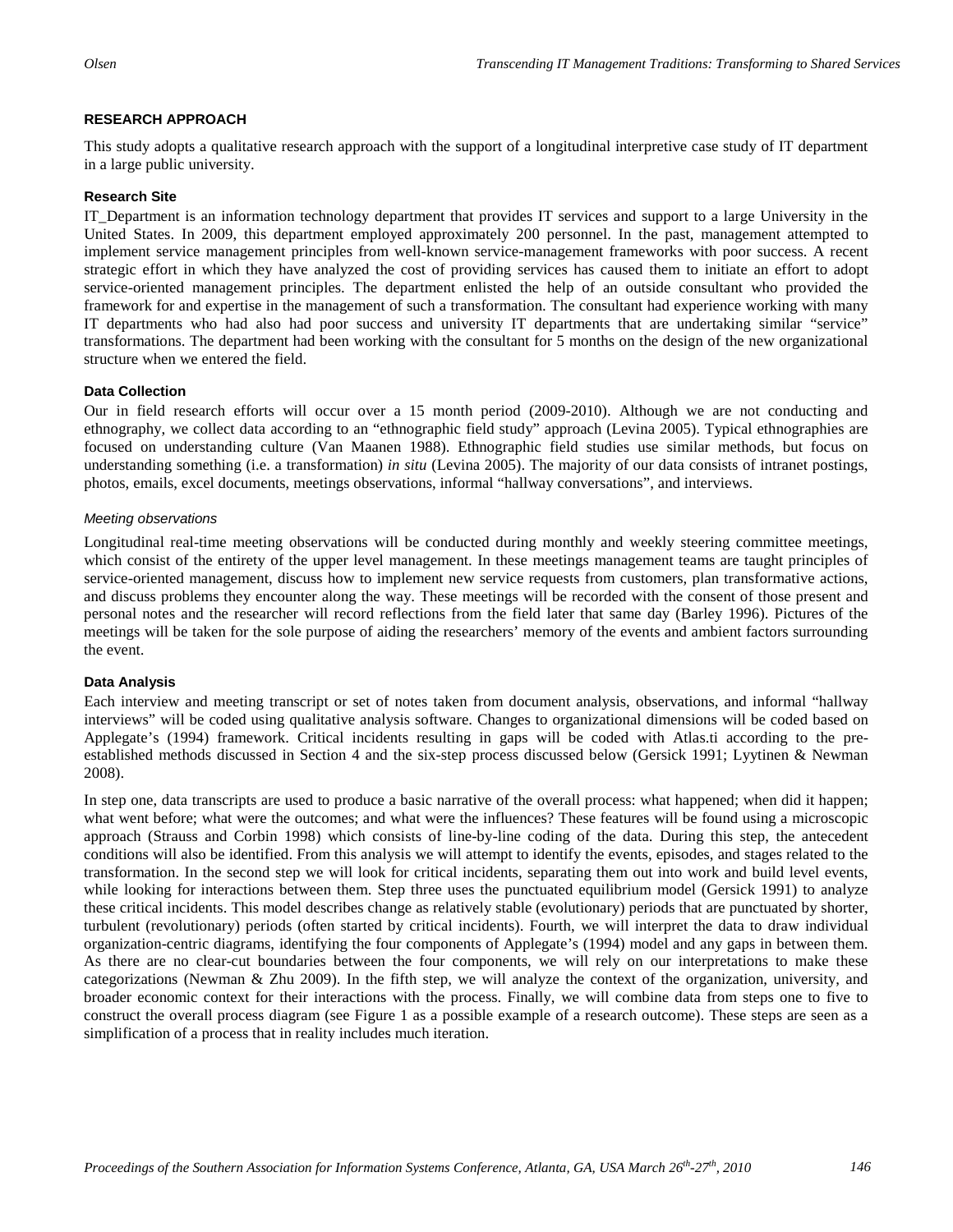## RESEARCH APPROACH

This study adopts a qualitative research approach with the support of a longitudinal interpretive case study of IT department in a large public university.

### Research Site

IT_Department is an information technology department that provides IT services and support to a large University in the United States. In 2009, this department employed approximately 200 personnel. In the past, management attempted to implement service management principles from well-known service-management frameworks with poor success. A recent strategic effort in which they have analyzed the cost of providing services has caused them to initiate an effort to adopt service-oriented management principles. The department enlisted the help of an outside consultant who provided the framework for and expertise in the management of such a transformation. The consultant had experience working with many IT departments who had also had poor success and university IT departments that are undertaking similar "service" transformations. The department had been working with the consultant for 5 months on the design of the new organizational structure when we entered the field.

### Data Collection

Our in field research efforts will occur over a 15 month period (2009-2010). Although we are not conducting and ethnography, we collect data according to an "ethnographic field study" approach (Levina 2005). Typical ethnographies are focused on understanding culture (Van Maanen 1988). Ethnographic field studies use similar methods, but focus on understanding something (i.e. a transformation) *in situ* (Levina 2005). The majority of our data consists of intranet postings, photos, emails, excel documents, meetings observations, informal "hallway conversations", and interviews.

#### *Meeting observations*

Longitudinal real-time meeting observations will be conducted during monthly and weekly steering committee meetings, which consist of the entirety of the upper level management. In these meetings management teams are taught principles of service-oriented management, discuss how to implement new service requests from customers, plan transformative actions, and discuss problems they encounter along the way. These meetings will be recorded with the consent of those present and personal notes and the researcher will record reflections from the field later that same day (Barley 1996). Pictures of the meetings will be taken for the sole purpose of aiding the researchers' memory of the events and ambient factors surrounding the event.

### Data Analysis

Each interview and meeting transcript or set of notes taken from document analysis, observations, and informal "hallway interviews" will be coded using qualitative analysis software. Changes to organizational dimensions will be coded based on Applegate's (1994) framework. Critical incidents resulting in gaps will be coded with Atlas.ti according to the pre-established methods discussed in Section 4 and the six-step process discussed below (Gersick 1991; Lyytinen & Newman 2008).

In step one, data transcripts are used to produce a basic narrative of the overall process: what happened; when did it happen; what went before; what were the outcomes; and what were the influences? These features will be found using a microscopic approach (Strauss and Corbin 1998) which consists of line-by-line coding of the data. During this step, the antecedent conditions will also be identified. From this analysis we will attempt to identify the events, episodes, and stages related to the transformation. In the second step we will look for critical incidents, separating them out into work and build level events, while looking for interactions between them. Step three uses the punctuated equilibrium model (Gersick 1991) to analyze these critical incidents. This model describes change as relatively stable (evolutionary) periods that are punctuated by shorter, turbulent (revolutionary) periods (often started by critical incidents). Fourth, we will interpret the data to draw individual organization-centric diagrams, identifying the four components of Applegate's (1994) model and any gaps in between them. As there are no clear-cut boundaries between the four components, we will rely on our interpretations to make these categorizations (Newman & Zhu 2009). In the fifth step, we will analyze the context of the organization, university, and broader economic context for their interactions with the process. Finally, we will combine data from steps one to five to construct the overall process diagram (see Figure 1 as a possible example of a research outcome). These steps are seen as a simplification of a process that in reality includes much iteration.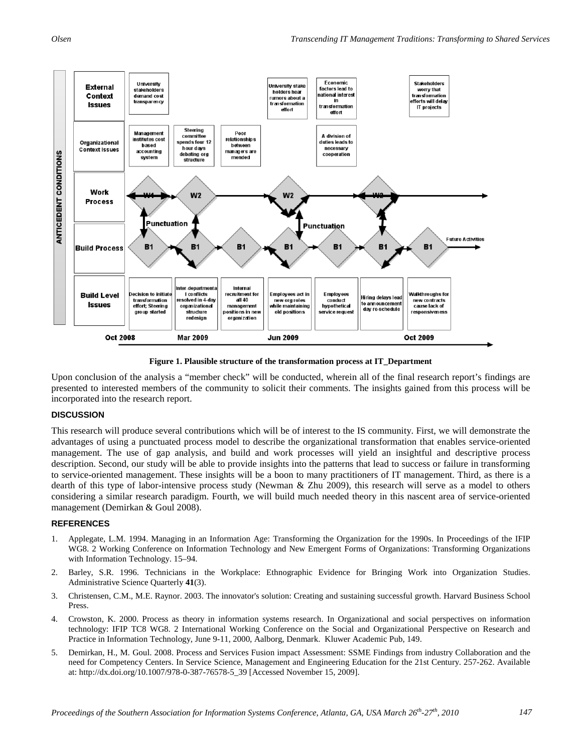**Figure 1. Plausible structure of the transformation process at IT_Department**

Upon conclusion of the analysis a "member check" will be conducted, wherein all of the final research report's findings are presented to interested members of the community to solicit their comments. The insights gained from this process will be incorporated into the research report.

## DISCUSSION

This research will produce several contributions which will be of interest to the IS community. First, we will demonstrate the advantages of using a punctuated process model to describe the organizational transformation that enables service-oriented management. The use of gap analysis, and build and work processes will yield an insightful and descriptive process description. Second, our study will be able to provide insights into the patterns that lead to success or failure in transforming to service-oriented management. These insights will be a boon to many practitioners of IT management. Third, as there is a dearth of this type of labor-intensive process study (Newman & Zhu 2009), this research will serve as a model to others considering a similar research paradigm. Fourth, we will build much needed theory in this nascent area of service-oriented management (Demirkan & Goul 2008).

## REFERENCES

1. Applegate, L.M. 1994. Managing in an Information Age: Transforming the Organization for the 1990s. In Proceedings of the IFIP WG8. 2 Working Conference on Information Technology and New Emergent Forms of Organizations: Transforming Organizations with Information Technology. 15–94.
2. Barley, S.R. 1996. Technicians in the Workplace: Ethnographic Evidence for Bringing Work into Organization Studies. Administrative Science Quarterly **41**(3).
3. Christensen, C.M., M.E. Raynor. 2003. The innovator's solution: Creating and sustaining successful growth. Harvard Business School Press.
4. Crowston, K. 2000. Process as theory in information systems research. In Organizational and social perspectives on information technology: IFIP TC8 WG8. 2 International Working Conference on the Social and Organizational Perspective on Research and Practice in Information Technology, June 9-11, 2000, Aalborg, Denmark. Kluwer Academic Pub, 149.
5. Demirkan, H., M. Goul. 2008. Process and Services Fusion impact Assessment: SSME Findings from industry Collaboration and the need for Competency Centers. In Service Science, Management and Engineering Education for the 21st Century. 257-262. Available at: http://dx.doi.org/10.1007/978-0-387-76578-5_39 [Accessed November 15, 2009].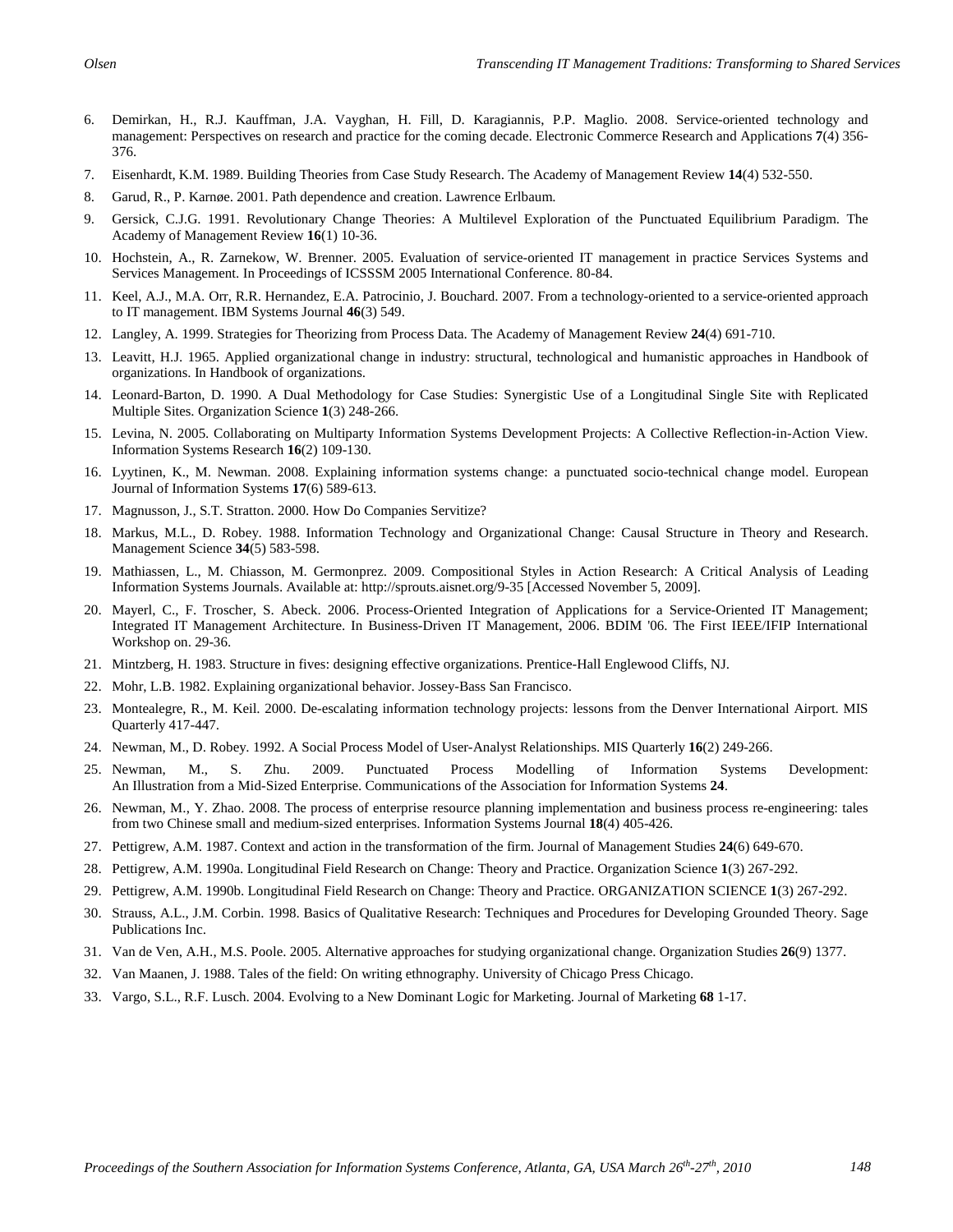6. Demirkan, H., R.J. Kauffman, J.A. Vayghan, H. Fill, D. Karagiannis, P.P. Maglio. 2008. Service-oriented technology and management: Perspectives on research and practice for the coming decade. Electronic Commerce Research and Applications **7**(4) 356-376.
7. Eisenhardt, K.M. 1989. Building Theories from Case Study Research. The Academy of Management Review **14**(4) 532-550.
8. Garud, R., P. Karnøe. 2001. Path dependence and creation. Lawrence Erlbaum.
9. Gersick, C.J.G. 1991. Revolutionary Change Theories: A Multilevel Exploration of the Punctuated Equilibrium Paradigm. The Academy of Management Review **16**(1) 10-36.
10. Hochstein, A., R. Zarnekow, W. Brenner. 2005. Evaluation of service-oriented IT management in practice Services Systems and Services Management. In Proceedings of ICSSSM 2005 International Conference. 80-84.
11. Keel, A.J., M.A. Orr, R.R. Hernandez, E.A. Patrocinio, J. Bouchard. 2007. From a technology-oriented to a service-oriented approach to IT management. IBM Systems Journal **46**(3) 549.
12. Langley, A. 1999. Strategies for Theorizing from Process Data. The Academy of Management Review **24**(4) 691-710.
13. Leavitt, H.J. 1965. Applied organizational change in industry: structural, technological and humanistic approaches in Handbook of organizations. In Handbook of organizations.
14. Leonard-Barton, D. 1990. A Dual Methodology for Case Studies: Synergistic Use of a Longitudinal Single Site with Replicated Multiple Sites. Organization Science **1**(3) 248-266.
15. Levina, N. 2005. Collaborating on Multiparty Information Systems Development Projects: A Collective Reflection-in-Action View. Information Systems Research **16**(2) 109-130.
16. Lyytinen, K., M. Newman. 2008. Explaining information systems change: a punctuated socio-technical change model. European Journal of Information Systems **17**(6) 589-613.
17. Magnusson, J., S.T. Stratton. 2000. How Do Companies Servitize?
18. Markus, M.L., D. Robey. 1988. Information Technology and Organizational Change: Causal Structure in Theory and Research. Management Science **34**(5) 583-598.
19. Mathiassen, L., M. Chiasson, M. Germonprez. 2009. Compositional Styles in Action Research: A Critical Analysis of Leading Information Systems Journals. Available at: http://sprouts.aisnet.org/9-35 [Accessed November 5, 2009].
20. Mayerl, C., F. Troscher, S. Abeck. 2006. Process-Oriented Integration of Applications for a Service-Oriented IT Management; Integrated IT Management Architecture. In Business-Driven IT Management, 2006. BDIM '06. The First IEEE/IFIP International Workshop on. 29-36.
21. Mintzberg, H. 1983. Structure in fives: designing effective organizations. Prentice-Hall Englewood Cliffs, NJ.
22. Mohr, L.B. 1982. Explaining organizational behavior. Jossey-Bass San Francisco.
23. Montealegre, R., M. Keil. 2000. De-escalating information technology projects: lessons from the Denver International Airport. MIS Quarterly 417-447.
24. Newman, M., D. Robey. 1992. A Social Process Model of User-Analyst Relationships. MIS Quarterly **16**(2) 249-266.
25. Newman, M., S. Zhu. 2009. Punctuated Process Modelling of Information Systems Development: An Illustration from a Mid-Sized Enterprise. Communications of the Association for Information Systems **24**.
26. Newman, M., Y. Zhao. 2008. The process of enterprise resource planning implementation and business process re-engineering: tales from two Chinese small and medium-sized enterprises. Information Systems Journal **18**(4) 405-426.
27. Pettigrew, A.M. 1987. Context and action in the transformation of the firm. Journal of Management Studies **24**(6) 649-670.
28. Pettigrew, A.M. 1990a. Longitudinal Field Research on Change: Theory and Practice. Organization Science **1**(3) 267-292.
29. Pettigrew, A.M. 1990b. Longitudinal Field Research on Change: Theory and Practice. ORGANIZATION SCIENCE **1**(3) 267-292.
30. Strauss, A.L., J.M. Corbin. 1998. Basics of Qualitative Research: Techniques and Procedures for Developing Grounded Theory. Sage Publications Inc.
31. Van de Ven, A.H., M.S. Poole. 2005. Alternative approaches for studying organizational change. Organization Studies **26**(9) 1377.
32. Van Maanen, J. 1988. Tales of the field: On writing ethnography. University of Chicago Press Chicago.
33. Vargo, S.L., R.F. Lusch. 2004. Evolving to a New Dominant Logic for Marketing. Journal of Marketing **68** 1-17.